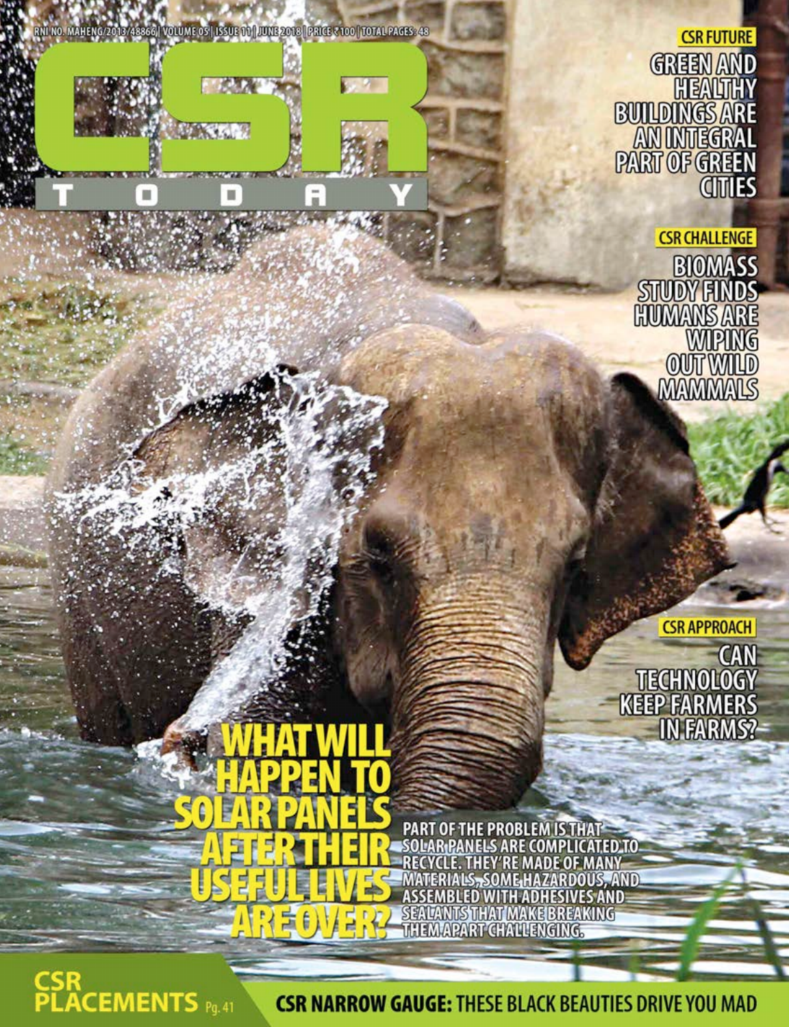RNI NO. MAHENG/2013/48866 | VOLUME 05 | ISSUE 11 | JUNE 2018 | PRICE ₹100 | TOTAL PAGES: 48

# CSR TODAY

**CSR FUTURE**

## GREEN AND HEALTHY BUILDINGS ARE AN INTEGRAL PART OF GREEN CITIES

**CSR CHALLENGE**

## BIOMASS STUDY FINDS HUMANS ARE WIPING OUT WILD MAMMALS

**CSR APPROACH**

## CAN TECHNOLOGY KEEP FARMERS IN FARMS?

# WHAT WILL HAPPEN TO SOLAR PANELS AFTER THEIR USEFUL LIVES ARE OVER?

PART OF THE PROBLEM IS THAT SOLAR PANELS ARE COMPLICATED TO RECYCLE. THEY'RE MADE OF MANY MATERIALS, SOME HAZARDOUS, AND ASSEMBLED WITH ADHESIVES AND SEALANTS THAT MAKE BREAKING THEM APART CHALLENGING.

**CSR PLACEMENTS** Pg. 41

**CSR NARROW GAUGE:** THESE BLACK BEAUTIES DRIVE YOU MAD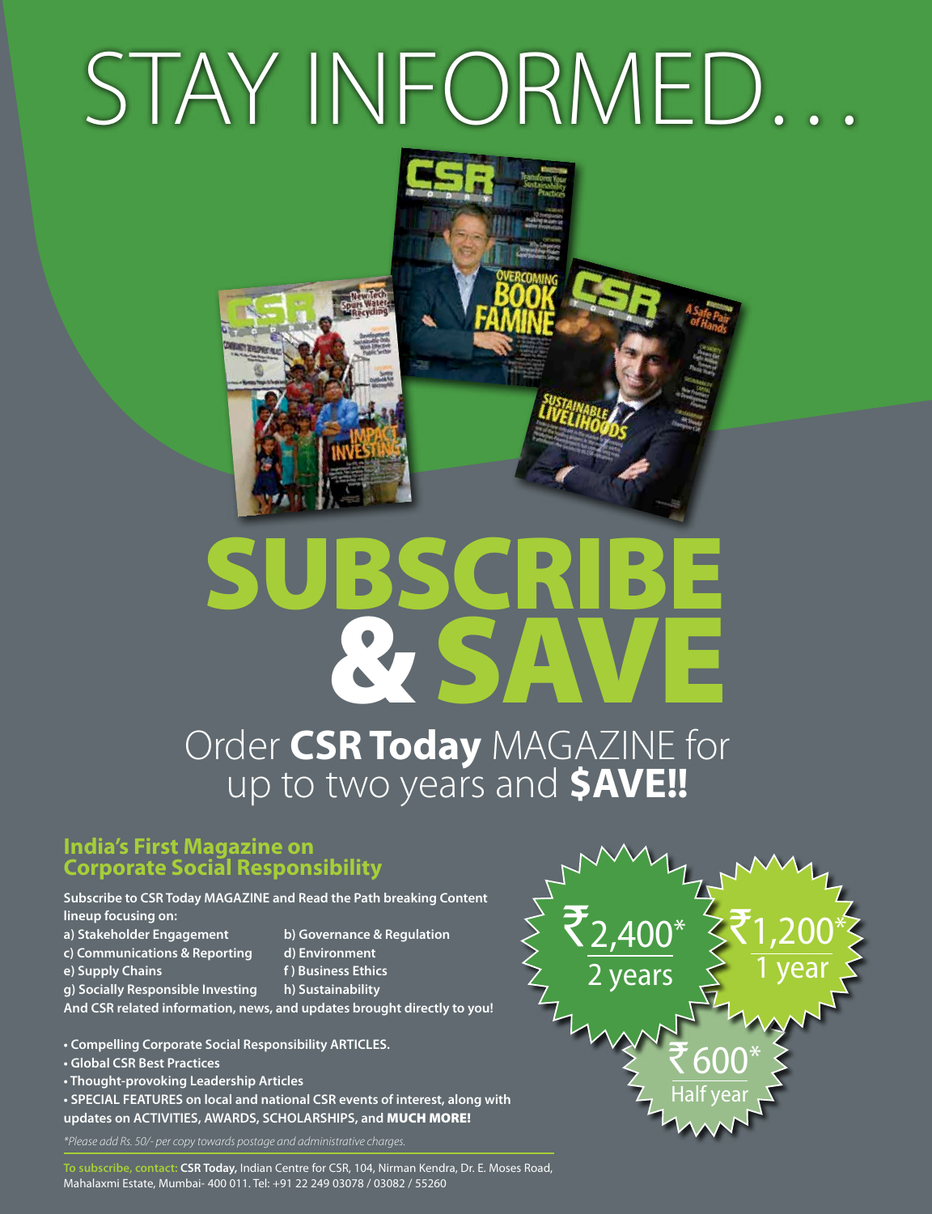# STAY INFORMED...

# SUBSCRIBE & SAVE

Order **CSR Today** MAGAZINE for up to two years and **$AVE!!**

## India's First Magazine on Corporate Social Responsibility

**Subscribe to CSR Today MAGAZINE and Read the Path breaking Content lineup focusing on:**

**a) Stakeholder Engagement**
**b) Governance & Regulation**
**c) Communications & Reporting**
**d) Environment**
**e) Supply Chains**
**f ) Business Ethics**
**g) Socially Responsible Investing**
**h) Sustainability**

**And CSR related information, news, and updates brought directly to you!**

- **Compelling Corporate Social Responsibility ARTICLES.**
- **Global CSR Best Practices**
- **Thought-provoking Leadership Articles**
- **SPECIAL FEATURES on local and national CSR events of interest, along with updates on ACTIVITIES, AWARDS, SCHOLARSHIPS, and MUCH MORE!**

₹2,400* 2 years

₹1,200* 1 year

₹600* Half year

*\*Please add Rs. 50/- per copy towards postage and administrative charges.*

**To subscribe, contact:** **CSR Today,** Indian Centre for CSR, 104, Nirman Kendra, Dr. E. Moses Road, Mahalaxmi Estate, Mumbai- 400 011. Tel: +91 22 249 03078 / 03082 / 55260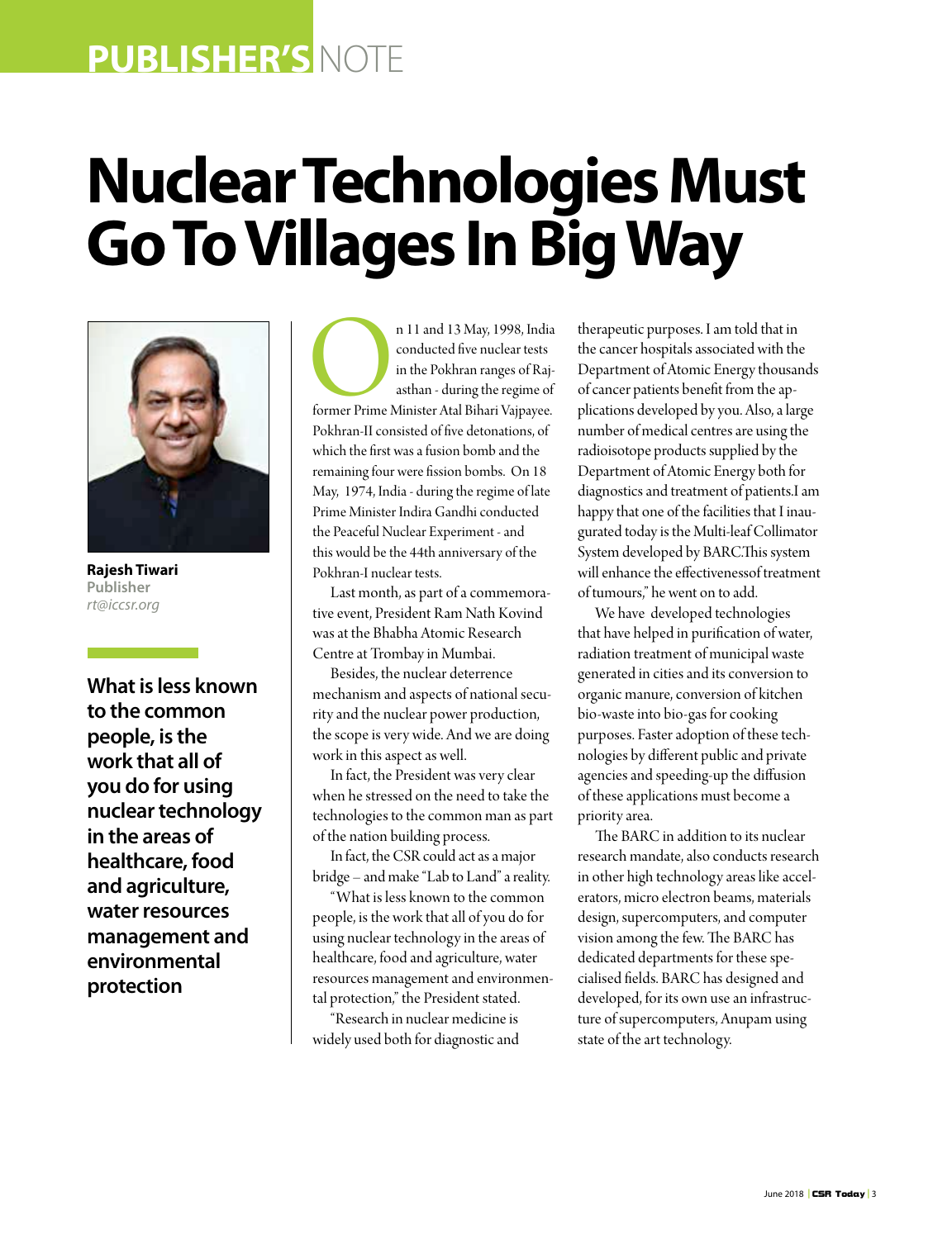PUBLISHER'S NOTE

# Nuclear Technologies Must Go To Villages In Big Way

**Rajesh Tiwari**
Publisher
*rt@iccsr.org*

**What is less known to the common people, is the work that all of you do for using nuclear technology in the areas of healthcare, food and agriculture, water resources management and environmental protection**

On 11 and 13 May, 1998, India conducted five nuclear tests in the Pokhran ranges of Rajasthan - during the regime of former Prime Minister Atal Bihari Vajpayee. Pokhran-II consisted of five detonations, of which the first was a fusion bomb and the remaining four were fission bombs. On 18 May, 1974, India - during the regime of late Prime Minister Indira Gandhi conducted the Peaceful Nuclear Experiment - and this would be the 44th anniversary of the Pokhran-I nuclear tests.

Last month, as part of a commemorative event, President Ram Nath Kovind was at the Bhabha Atomic Research Centre at Trombay in Mumbai.

Besides, the nuclear deterrence mechanism and aspects of national security and the nuclear power production, the scope is very wide. And we are doing work in this aspect as well.

In fact, the President was very clear when he stressed on the need to take the technologies to the common man as part of the nation building process.

In fact, the CSR could act as a major bridge – and make "Lab to Land" a reality.

"What is less known to the common people, is the work that all of you do for using nuclear technology in the areas of healthcare, food and agriculture, water resources management and environmental protection," the President stated.

"Research in nuclear medicine is widely used both for diagnostic and therapeutic purposes. I am told that in the cancer hospitals associated with the Department of Atomic Energy thousands of cancer patients benefit from the applications developed by you. Also, a large number of medical centres are using the radioisotope products supplied by the Department of Atomic Energy both for diagnostics and treatment of patients.I am happy that one of the facilities that I inaugurated today is the Multi-leaf Collimator System developed by BARC.This system will enhance the effectivenessof treatment of tumours," he went on to add.

We have developed technologies that have helped in purification of water, radiation treatment of municipal waste generated in cities and its conversion to organic manure, conversion of kitchen bio-waste into bio-gas for cooking purposes. Faster adoption of these technologies by different public and private agencies and speeding-up the diffusion of these applications must become a priority area.

The BARC in addition to its nuclear research mandate, also conducts research in other high technology areas like accelerators, micro electron beams, materials design, supercomputers, and computer vision among the few. The BARC has dedicated departments for these specialised fields. BARC has designed and developed, for its own use an infrastructure of supercomputers, Anupam using state of the art technology.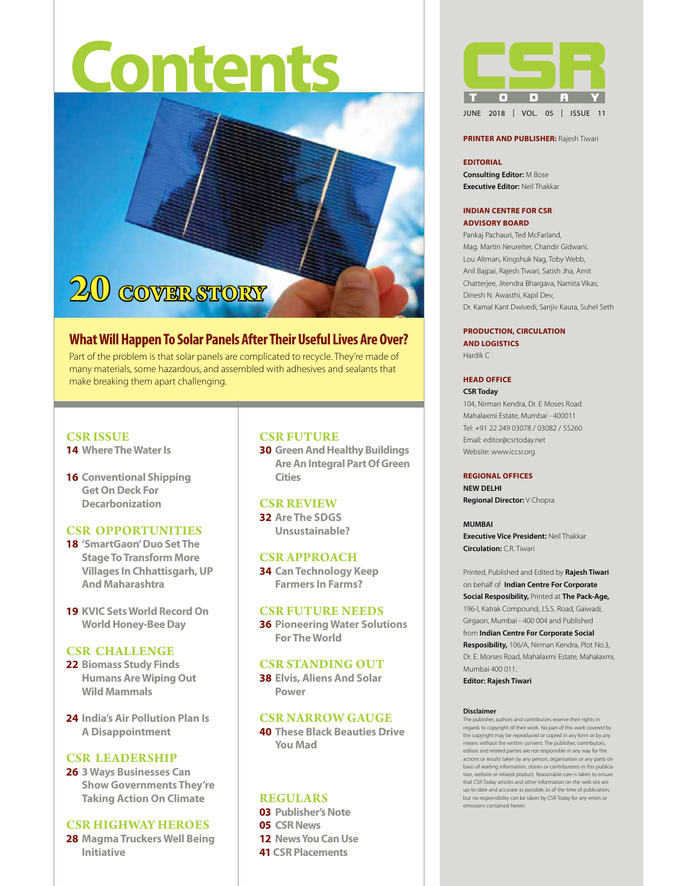# Contents

## 20 COVER STORY

### What Will Happen To Solar Panels After Their Useful Lives Are Over?

Part of the problem is that solar panels are complicated to recycle. They're made of many materials, some hazardous, and assembled with adhesives and sealants that make breaking them apart challenging.

### CSR ISSUE

**14** Where The Water Is

**16** Conventional Shipping Get On Deck For Decarbonization

### CSR OPPORTUNITIES

**18** 'SmartGaon' Duo Set The Stage To Transform More Villages In Chhattisgarh, UP And Maharashtra

**19** KVIC Sets World Record On World Honey-Bee Day

### CSR CHALLENGE

**22** Biomass Study Finds Humans Are Wiping Out Wild Mammals

**24** India's Air Pollution Plan Is A Disappointment

### CSR LEADERSHIP

**26** 3 Ways Businesses Can Show Governments They're Taking Action On Climate

### CSR HIGHWAY HEROES

**28** Magma Truckers Well Being Initiative

### CSR FUTURE

**30** Green And Healthy Buildings Are An Integral Part Of Green Cities

### CSR REVIEW

**32** Are The SDGS Unsustainable?

### CSR APPROACH

**34** Can Technology Keep Farmers In Farms?

### CSR FUTURE NEEDS

**36** Pioneering Water Solutions For The World

### CSR STANDING OUT

**38** Elvis, Aliens And Solar Power

### CSR NARROW GAUGE

**40** These Black Beauties Drive You Mad

### REGULARS

**03** Publisher's Note
**05** CSR News
**12** News You Can Use
**41** CSR Placements

---

**CSR TODAY**

JUNE 2018 | VOL. 05 | ISSUE 11

**PRINTER AND PUBLISHER:** Rajesh Tiwari

**EDITORIAL**
**Consulting Editor:** M Bose
**Executive Editor:** Neil Thakkar

**INDIAN CENTRE FOR CSR ADVISORY BOARD**
Pankaj Pachauri, Ted McFarland, Mag. Martin Neureiter, Chandir Gidwani, Lou Altman, Kingshuk Nag, Toby Webb, Anil Bajpai, Rajesh Tiwari, Satish Jha, Amit Chatterjee, Jitendra Bhargava, Namita Vikas, Dinesh N. Awasthi, Kapil Dev, Dr. Kamal Kant Dwivedi, Sanjiv Kaura, Suhel Seth

**PRODUCTION, CIRCULATION AND LOGISTICS**
Hardik C

**HEAD OFFICE**
**CSR Today**
104, Nirman Kendra, Dr. E Moses Road
Mahalaxmi Estate, Mumbai - 400011
Tel: +91 22 249 03078 / 03082 / 55260
Email: editor@csrtoday.net
Website: www.iccsr.org

**REGIONAL OFFICES**
**NEW DELHI**
**Regional Director:** V Chopra

**MUMBAI**
**Executive Vice President:** Neil Thakkar
**Circulation:** C.R. Tiwari

Printed, Published and Edited by **Rajesh Tiwari** on behalf of **Indian Centre For Corporate Social Resposibility,** Printed at **The Pack-Age,** 196-I, Katrak Compound, J.S.S. Road, Gaiwadi, Girgaon, Mumbai - 400 004 and Published from **Indian Centre For Corporate Social Resposibility,** 106/A, Nirman Kendra, Plot No.3, Dr. E. Morses Road, Mahalaxmi Estate, Mahalaxmi, Mumbai 400 011.
**Editor: Rajesh Tiwari**

**Disclaimer**
The publisher, authors and contributors reserve their rights in regards to copyright of their work. No part of this work covered by the copyright may be reproduced or copied in any form or by any means without the written consent. The publisher, contributors, editors and related parties are not responsible in any way for the actions or results taken by any person, organisation or any party on basis of reading information, stories or contributions in this publication, website or related product. Reasonable care is taken to ensure that CSR Today articles and other information on the web site are up-to-date and accurate as possible, as of the time of publication, but no responsibility can be taken by CSR Today for any errors or omissions contained herein.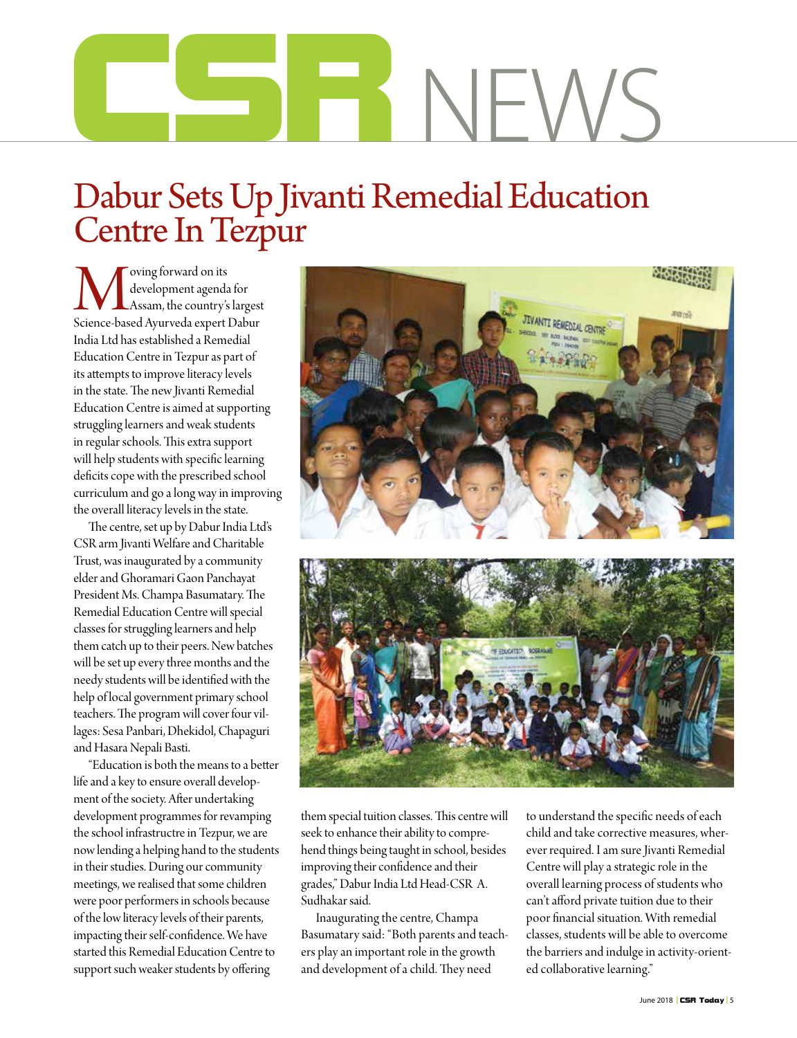# CSR NEWS

## Dabur Sets Up Jivanti Remedial Education Centre In Tezpur

Moving forward on its development agenda for Assam, the country's largest Science-based Ayurveda expert Dabur India Ltd has established a Remedial Education Centre in Tezpur as part of its attempts to improve literacy levels in the state. The new Jivanti Remedial Education Centre is aimed at supporting struggling learners and weak students in regular schools. This extra support will help students with specific learning deficits cope with the prescribed school curriculum and go a long way in improving the overall literacy levels in the state.

The centre, set up by Dabur India Ltd's CSR arm Jivanti Welfare and Charitable Trust, was inaugurated by a community elder and Ghoramari Gaon Panchayat President Ms. Champa Basumatary. The Remedial Education Centre will special classes for struggling learners and help them catch up to their peers. New batches will be set up every three months and the needy students will be identified with the help of local government primary school teachers. The program will cover four villages: Sesa Panbari, Dhekidol, Chapaguri and Hasara Nepali Basti.

"Education is both the means to a better life and a key to ensure overall development of the society. After undertaking development programmes for revamping the school infrastructre in Tezpur, we are now lending a helping hand to the students in their studies. During our community meetings, we realised that some children were poor performers in schools because of the low literacy levels of their parents, impacting their self-confidence. We have started this Remedial Education Centre to support such weaker students by offering them special tuition classes. This centre will seek to enhance their ability to comprehend things being taught in school, besides improving their confidence and their grades," Dabur India Ltd Head-CSR A. Sudhakar said.

Inaugurating the centre, Champa Basumatary said: "Both parents and teachers play an important role in the growth and development of a child. They need to understand the specific needs of each child and take corrective measures, wherever required. I am sure Jivanti Remedial Centre will play a strategic role in the overall learning process of students who can't afford private tuition due to their poor financial situation. With remedial classes, students will be able to overcome the barriers and indulge in activity-oriented collaborative learning."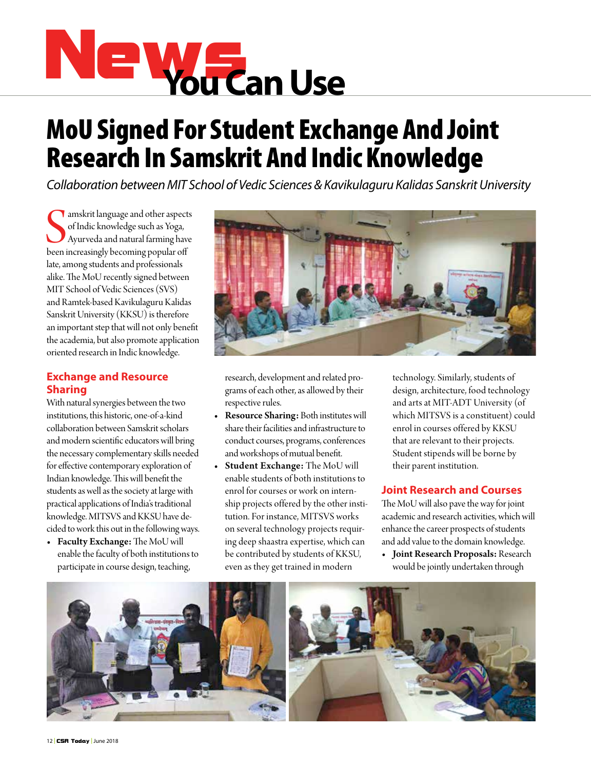# News You Can Use

## MoU Signed For Student Exchange And Joint Research In Samskrit And Indic Knowledge

*Collaboration between MIT School of Vedic Sciences & Kavikulaguru Kalidas Sanskrit University*

Samskrit language and other aspects of Indic knowledge such as Yoga, Ayurveda and natural farming have been increasingly becoming popular off late, among students and professionals alike. The MoU recently signed between MIT School of Vedic Sciences (SVS) and Ramtek-based Kavikulaguru Kalidas Sanskrit University (KKSU) is therefore an important step that will not only benefit the academia, but also promote application oriented research in Indic knowledge.

### Exchange and Resource Sharing

With natural synergies between the two institutions, this historic, one-of-a-kind collaboration between Samskrit scholars and modern scientific educators will bring the necessary complementary skills needed for effective contemporary exploration of Indian knowledge. This will benefit the students as well as the society at large with practical applications of India's traditional knowledge. MITSVS and KKSU have decided to work this out in the following ways.

- **Faculty Exchange:** The MoU will enable the faculty of both institutions to participate in course design, teaching, research, development and related programs of each other, as allowed by their respective rules.
- **Resource Sharing:** Both institutes will share their facilities and infrastructure to conduct courses, programs, conferences and workshops of mutual benefit.
- **Student Exchange:** The MoU will enable students of both institutions to enrol for courses or work on internship projects offered by the other institution. For instance, MITSVS works on several technology projects requiring deep shaastra expertise, which can be contributed by students of KKSU, even as they get trained in modern technology. Similarly, students of design, architecture, food technology and arts at MIT-ADT University (of which MITSVS is a constituent) could enrol in courses offered by KKSU that are relevant to their projects. Student stipends will be borne by their parent institution.

### Joint Research and Courses

The MoU will also pave the way for joint academic and research activities, which will enhance the career prospects of students and add value to the domain knowledge.

- **Joint Research Proposals:** Research would be jointly undertaken through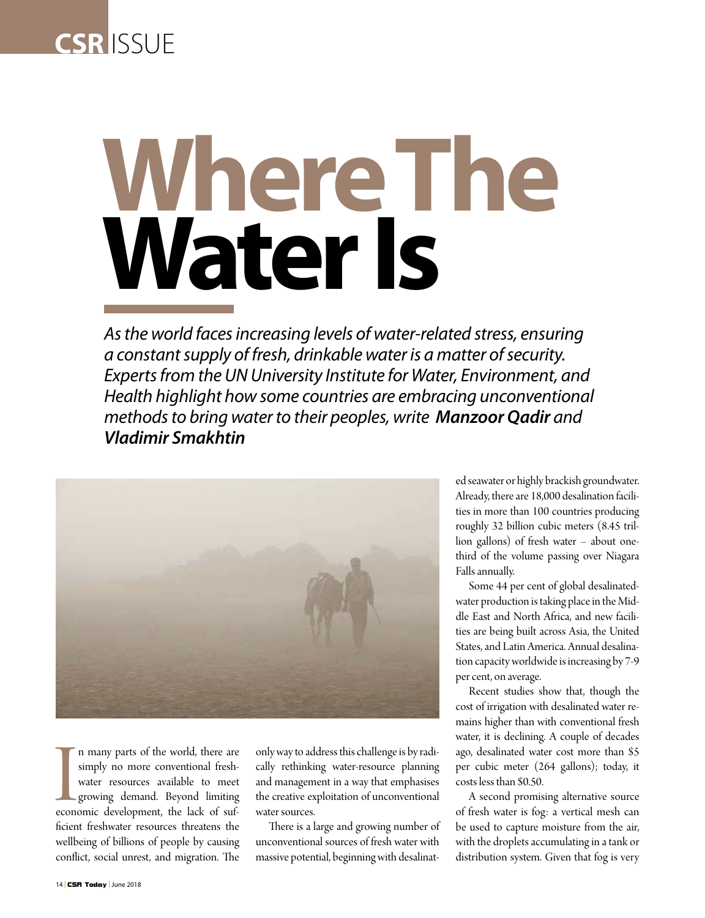CSR ISSUE

# Where The Water Is

*As the world faces increasing levels of water-related stress, ensuring a constant supply of fresh, drinkable water is a matter of security. Experts from the UN University Institute for Water, Environment, and Health highlight how some countries are embracing unconventional methods to bring water to their peoples, write* ***Manzoor Qadir*** *and* ***Vladimir Smakhtin***

In many parts of the world, there are simply no more conventional freshwater resources available to meet growing demand. Beyond limiting economic development, the lack of sufficient freshwater resources threatens the wellbeing of billions of people by causing conflict, social unrest, and migration. The only way to address this challenge is by radically rethinking water-resource planning and management in a way that emphasises the creative exploitation of unconventional water sources.

There is a large and growing number of unconventional sources of fresh water with massive potential, beginning with desalinated seawater or highly brackish groundwater. Already, there are 18,000 desalination facilities in more than 100 countries producing roughly 32 billion cubic meters (8.45 trillion gallons) of fresh water – about one-third of the volume passing over Niagara Falls annually.

Some 44 per cent of global desalinated-water production is taking place in the Middle East and North Africa, and new facilities are being built across Asia, the United States, and Latin America. Annual desalination capacity worldwide is increasing by 7-9 per cent, on average.

Recent studies show that, though the cost of irrigation with desalinated water remains higher than with conventional fresh water, it is declining. A couple of decades ago, desalinated water cost more than $5 per cubic meter (264 gallons); today, it costs less than $0.50.

A second promising alternative source of fresh water is fog: a vertical mesh can be used to capture moisture from the air, with the droplets accumulating in a tank or distribution system. Given that fog is very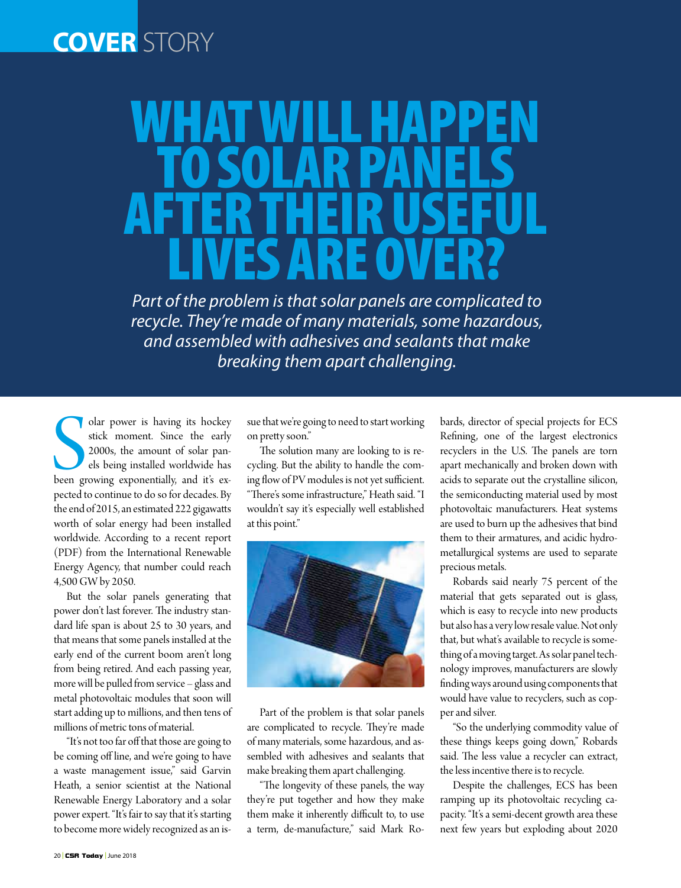COVER STORY

# WHAT WILL HAPPEN TO SOLAR PANELS AFTER THEIR USEFUL LIVES ARE OVER?

*Part of the problem is that solar panels are complicated to recycle. They're made of many materials, some hazardous, and assembled with adhesives and sealants that make breaking them apart challenging.*

Solar power is having its hockey stick moment. Since the early 2000s, the amount of solar panels being installed worldwide has been growing exponentially, and it's expected to continue to do so for decades. By the end of 2015, an estimated 222 gigawatts worth of solar energy had been installed worldwide. According to a recent report (PDF) from the International Renewable Energy Agency, that number could reach 4,500 GW by 2050.

But the solar panels generating that power don't last forever. The industry standard life span is about 25 to 30 years, and that means that some panels installed at the early end of the current boom aren't long from being retired. And each passing year, more will be pulled from service – glass and metal photovoltaic modules that soon will start adding up to millions, and then tens of millions of metric tons of material.

"It's not too far off that those are going to be coming off line, and we're going to have a waste management issue," said Garvin Heath, a senior scientist at the National Renewable Energy Laboratory and a solar power expert. "It's fair to say that it's starting to become more widely recognized as an issue that we're going to need to start working on pretty soon."

The solution many are looking to is recycling. But the ability to handle the coming flow of PV modules is not yet sufficient. "There's some infrastructure," Heath said. "I wouldn't say it's especially well established at this point."

Part of the problem is that solar panels are complicated to recycle. They're made of many materials, some hazardous, and assembled with adhesives and sealants that make breaking them apart challenging.

"The longevity of these panels, the way they're put together and how they make them make it inherently difficult to, to use a term, de-manufacture," said Mark Robards, director of special projects for ECS Refining, one of the largest electronics recyclers in the U.S. The panels are torn apart mechanically and broken down with acids to separate out the crystalline silicon, the semiconducting material used by most photovoltaic manufacturers. Heat systems are used to burn up the adhesives that bind them to their armatures, and acidic hydrometallurgical systems are used to separate precious metals.

Robards said nearly 75 percent of the material that gets separated out is glass, which is easy to recycle into new products but also has a very low resale value. Not only that, but what's available to recycle is something of a moving target. As solar panel technology improves, manufacturers are slowly finding ways around using components that would have value to recyclers, such as copper and silver.

"So the underlying commodity value of these things keeps going down," Robards said. The less value a recycler can extract, the less incentive there is to recycle.

Despite the challenges, ECS has been ramping up its photovoltaic recycling capacity. "It's a semi-decent growth area these next few years but exploding about 2020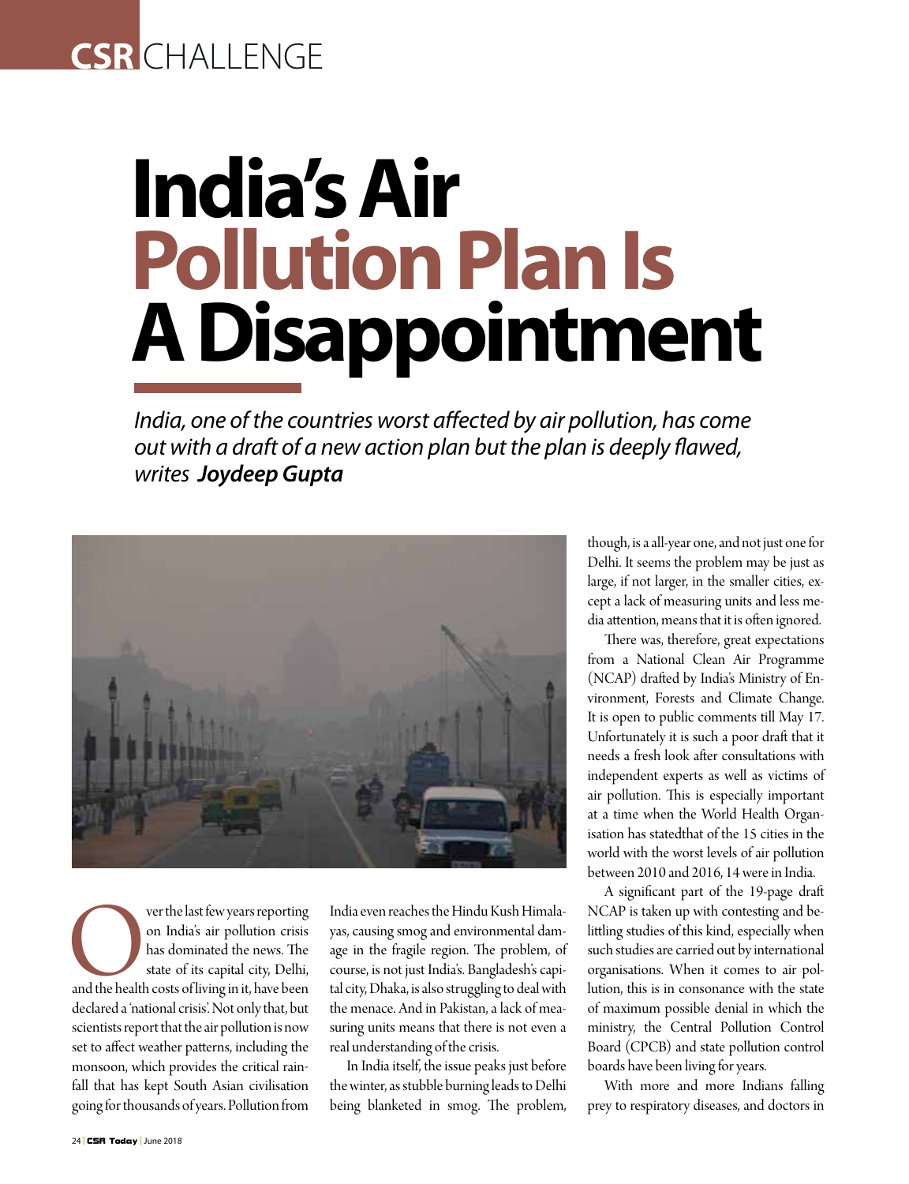CSR CHALLENGE

# India's Air Pollution Plan Is A Disappointment

*India, one of the countries worst affected by air pollution, has come out with a draft of a new action plan but the plan is deeply flawed, writes* ***Joydeep Gupta***

Over the last few years reporting on India's air pollution crisis has dominated the news. The state of its capital city, Delhi, and the health costs of living in it, have been declared a 'national crisis'. Not only that, but scientists report that the air pollution is now set to affect weather patterns, including the monsoon, which provides the critical rainfall that has kept South Asian civilisation going for thousands of years. Pollution from India even reaches the Hindu Kush Himalayas, causing smog and environmental damage in the fragile region. The problem, of course, is not just India's. Bangladesh's capital city, Dhaka, is also struggling to deal with the menace. And in Pakistan, a lack of measuring units means that there is not even a real understanding of the crisis.

In India itself, the issue peaks just before the winter, as stubble burning leads to Delhi being blanketed in smog. The problem, though, is a all-year one, and not just one for Delhi. It seems the problem may be just as large, if not larger, in the smaller cities, except a lack of measuring units and less media attention, means that it is often ignored.

There was, therefore, great expectations from a National Clean Air Programme (NCAP) drafted by India's Ministry of Environment, Forests and Climate Change. It is open to public comments till May 17. Unfortunately it is such a poor draft that it needs a fresh look after consultations with independent experts as well as victims of air pollution. This is especially important at a time when the World Health Organisation has statedthat of the 15 cities in the world with the worst levels of air pollution between 2010 and 2016, 14 were in India.

A significant part of the 19-page draft NCAP is taken up with contesting and belittling studies of this kind, especially when such studies are carried out by international organisations. When it comes to air pollution, this is in consonance with the state of maximum possible denial in which the ministry, the Central Pollution Control Board (CPCB) and state pollution control boards have been living for years.

With more and more Indians falling prey to respiratory diseases, and doctors in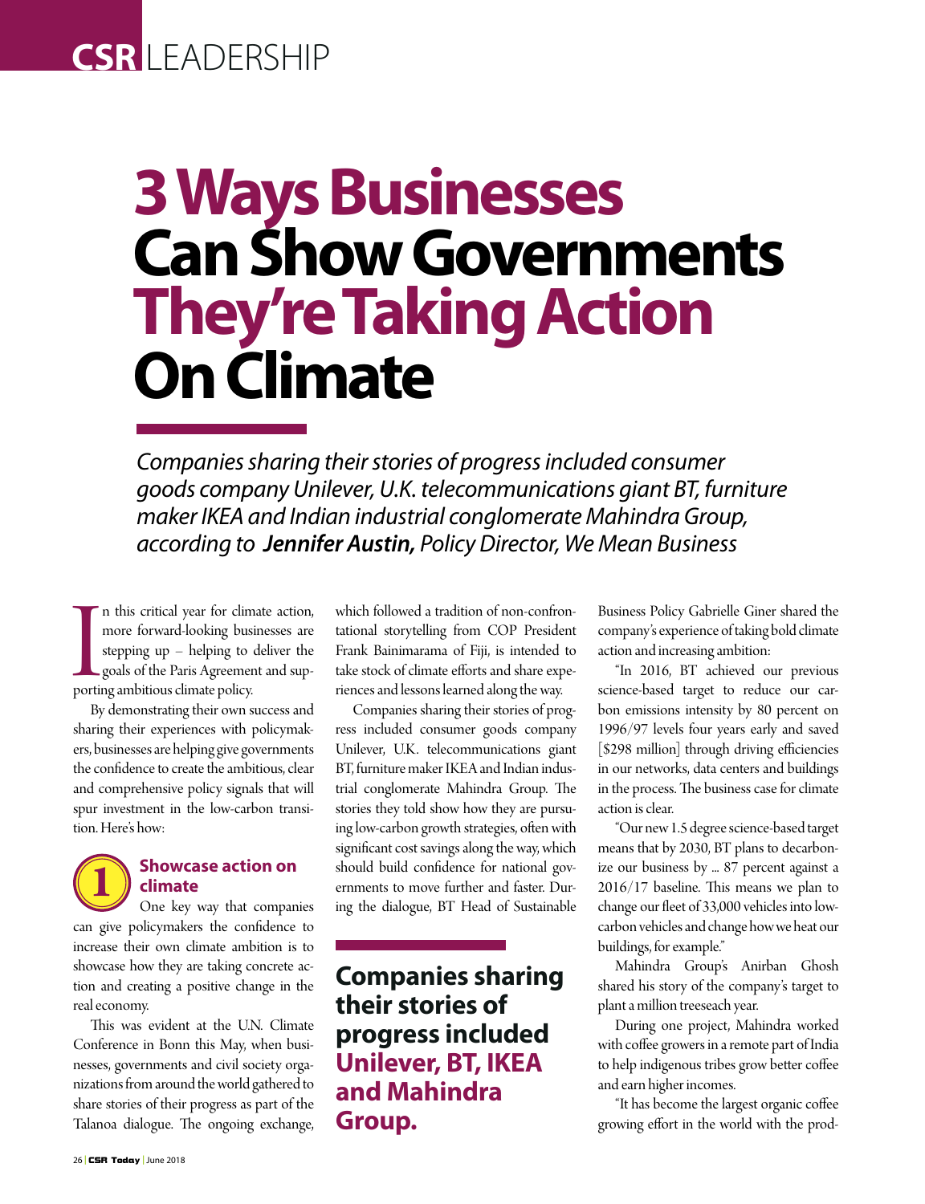# 3 Ways Businesses Can Show Governments They're Taking Action On Climate

*Companies sharing their stories of progress included consumer goods company Unilever, U.K. telecommunications giant BT, furniture maker IKEA and Indian industrial conglomerate Mahindra Group, according to* ***Jennifer Austin,*** *Policy Director, We Mean Business*

In this critical year for climate action, more forward-looking businesses are stepping up – helping to deliver the goals of the Paris Agreement and supporting ambitious climate policy.

By demonstrating their own success and sharing their experiences with policymakers, businesses are helping give governments the confidence to create the ambitious, clear and comprehensive policy signals that will spur investment in the low-carbon transition. Here's how:

## 1 Showcase action on climate

One key way that companies can give policymakers the confidence to increase their own climate ambition is to showcase how they are taking concrete action and creating a positive change in the real economy.

This was evident at the U.N. Climate Conference in Bonn this May, when businesses, governments and civil society organizations from around the world gathered to share stories of their progress as part of the Talanoa dialogue. The ongoing exchange, which followed a tradition of non-confrontational storytelling from COP President Frank Bainimarama of Fiji, is intended to take stock of climate efforts and share experiences and lessons learned along the way.

Companies sharing their stories of progress included consumer goods company Unilever, U.K. telecommunications giant BT, furniture maker IKEA and Indian industrial conglomerate Mahindra Group. The stories they told show how they are pursuing low-carbon growth strategies, often with significant cost savings along the way, which should build confidence for national governments to move further and faster. During the dialogue, BT Head of Sustainable Business Policy Gabrielle Giner shared the company's experience of taking bold climate action and increasing ambition:

**Companies sharing their stories of progress included Unilever, BT, IKEA and Mahindra Group.**

"In 2016, BT achieved our previous science-based target to reduce our carbon emissions intensity by 80 percent on 1996/97 levels four years early and saved [$298 million] through driving efficiencies in our networks, data centers and buildings in the process. The business case for climate action is clear.

"Our new 1.5 degree science-based target means that by 2030, BT plans to decarbonize our business by ... 87 percent against a 2016/17 baseline. This means we plan to change our fleet of 33,000 vehicles into low-carbon vehicles and change how we heat our buildings, for example."

Mahindra Group's Anirban Ghosh shared his story of the company's target to plant a million treeseach year.

During one project, Mahindra worked with coffee growers in a remote part of India to help indigenous tribes grow better coffee and earn higher incomes.

"It has become the largest organic coffee growing effort in the world with the prod-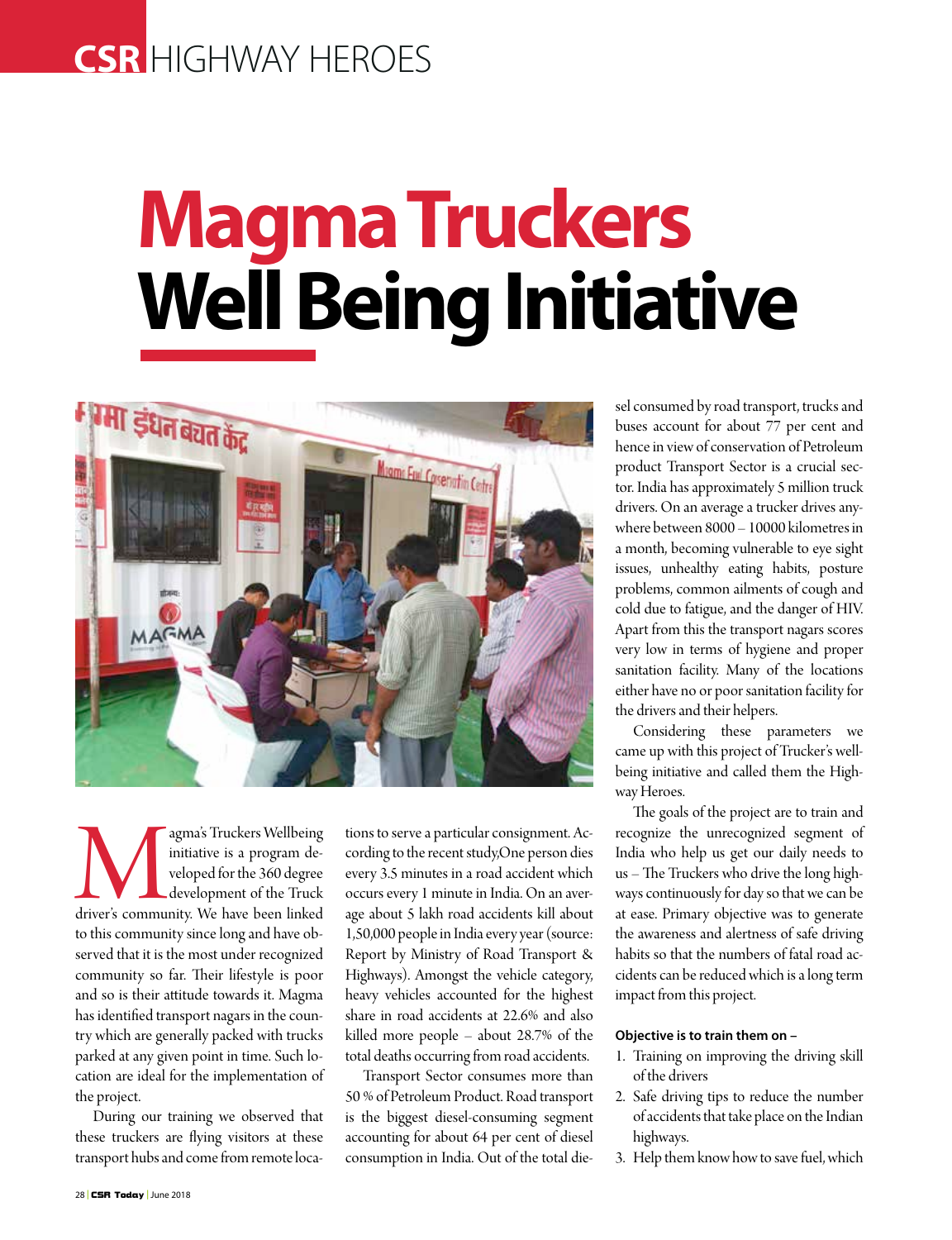# Magma Truckers Well Being Initiative

Magma's Truckers Wellbeing initiative is a program developed for the 360 degree development of the Truck driver's community. We have been linked to this community since long and have observed that it is the most under recognized community so far. Their lifestyle is poor and so is their attitude towards it. Magma has identified transport nagars in the country which are generally packed with trucks parked at any given point in time. Such location are ideal for the implementation of the project.

During our training we observed that these truckers are flying visitors at these transport hubs and come from remote locations to serve a particular consignment. According to the recent study,One person dies every 3.5 minutes in a road accident which occurs every 1 minute in India. On an average about 5 lakh road accidents kill about 1,50,000 people in India every year (source: Report by Ministry of Road Transport & Highways). Amongst the vehicle category, heavy vehicles accounted for the highest share in road accidents at 22.6% and also killed more people – about 28.7% of the total deaths occurring from road accidents.

Transport Sector consumes more than 50 % of Petroleum Product. Road transport is the biggest diesel-consuming segment accounting for about 64 per cent of diesel consumption in India. Out of the total diesel consumed by road transport, trucks and buses account for about 77 per cent and hence in view of conservation of Petroleum product Transport Sector is a crucial sector. India has approximately 5 million truck drivers. On an average a trucker drives anywhere between 8000 – 10000 kilometres in a month, becoming vulnerable to eye sight issues, unhealthy eating habits, posture problems, common ailments of cough and cold due to fatigue, and the danger of HIV. Apart from this the transport nagars scores very low in terms of hygiene and proper sanitation facility. Many of the locations either have no or poor sanitation facility for the drivers and their helpers.

Considering these parameters we came up with this project of Trucker's well-being initiative and called them the Highway Heroes.

The goals of the project are to train and recognize the unrecognized segment of India who help us get our daily needs to us – The Truckers who drive the long highways continuously for day so that we can be at ease. Primary objective was to generate the awareness and alertness of safe driving habits so that the numbers of fatal road accidents can be reduced which is a long term impact from this project.

**Objective is to train them on –**

1. Training on improving the driving skill of the drivers
2. Safe driving tips to reduce the number of accidents that take place on the Indian highways.
3. Help them know how to save fuel, which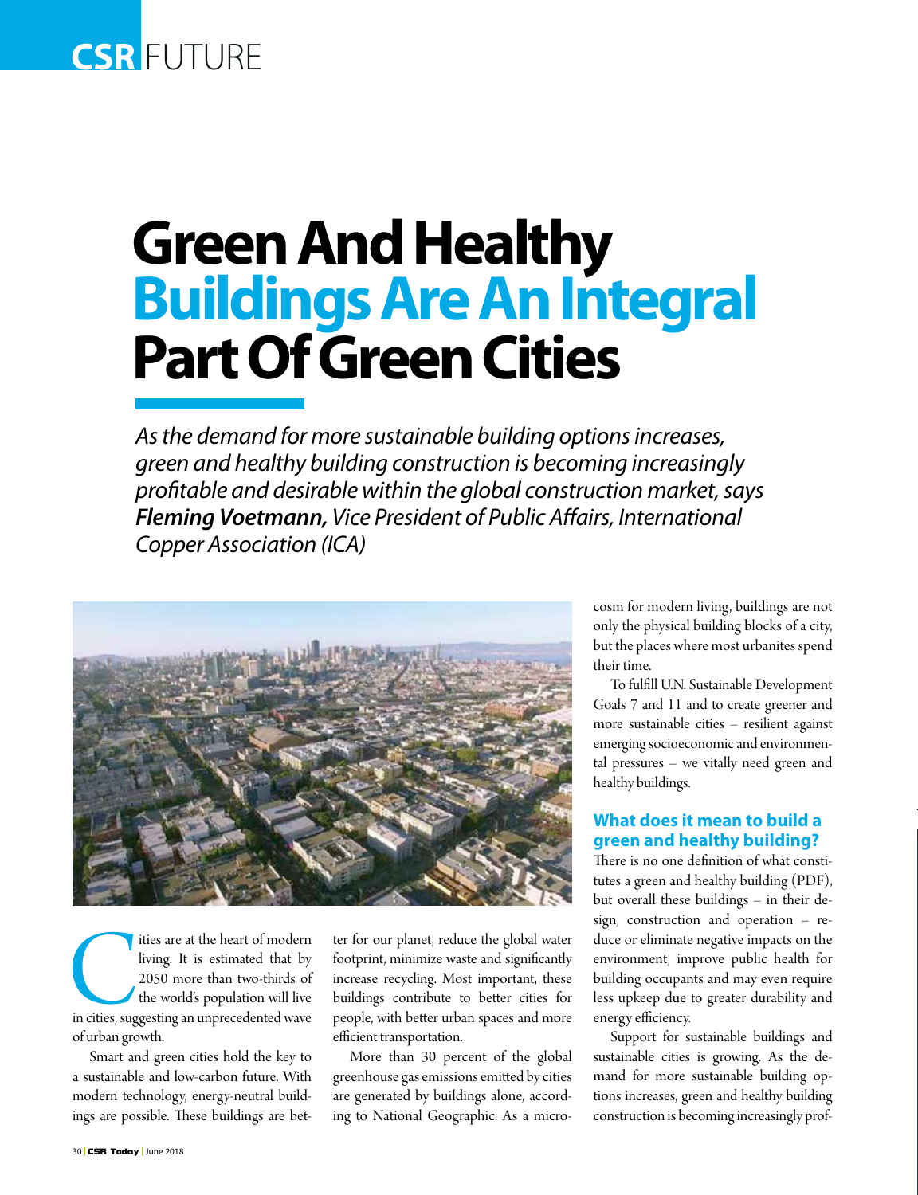# Green And Healthy Buildings Are An Integral Part Of Green Cities

*As the demand for more sustainable building options increases, green and healthy building construction is becoming increasingly profitable and desirable within the global construction market, says* ***Fleming Voetmann,*** *Vice President of Public Affairs, International Copper Association (ICA)*

Cities are at the heart of modern living. It is estimated that by 2050 more than two-thirds of the world's population will live in cities, suggesting an unprecedented wave of urban growth.

Smart and green cities hold the key to a sustainable and low-carbon future. With modern technology, energy-neutral buildings are possible. These buildings are better for our planet, reduce the global water footprint, minimize waste and significantly increase recycling. Most important, these buildings contribute to better cities for people, with better urban spaces and more efficient transportation.

More than 30 percent of the global greenhouse gas emissions emitted by cities are generated by buildings alone, according to National Geographic. As a microcosm for modern living, buildings are not only the physical building blocks of a city, but the places where most urbanites spend their time.

To fulfill U.N. Sustainable Development Goals 7 and 11 and to create greener and more sustainable cities – resilient against emerging socioeconomic and environmental pressures – we vitally need green and healthy buildings.

## What does it mean to build a green and healthy building?

There is no one definition of what constitutes a green and healthy building (PDF), but overall these buildings – in their design, construction and operation – reduce or eliminate negative impacts on the environment, improve public health for building occupants and may even require less upkeep due to greater durability and energy efficiency.

Support for sustainable buildings and sustainable cities is growing. As the demand for more sustainable building options increases, green and healthy building construction is becoming increasingly prof-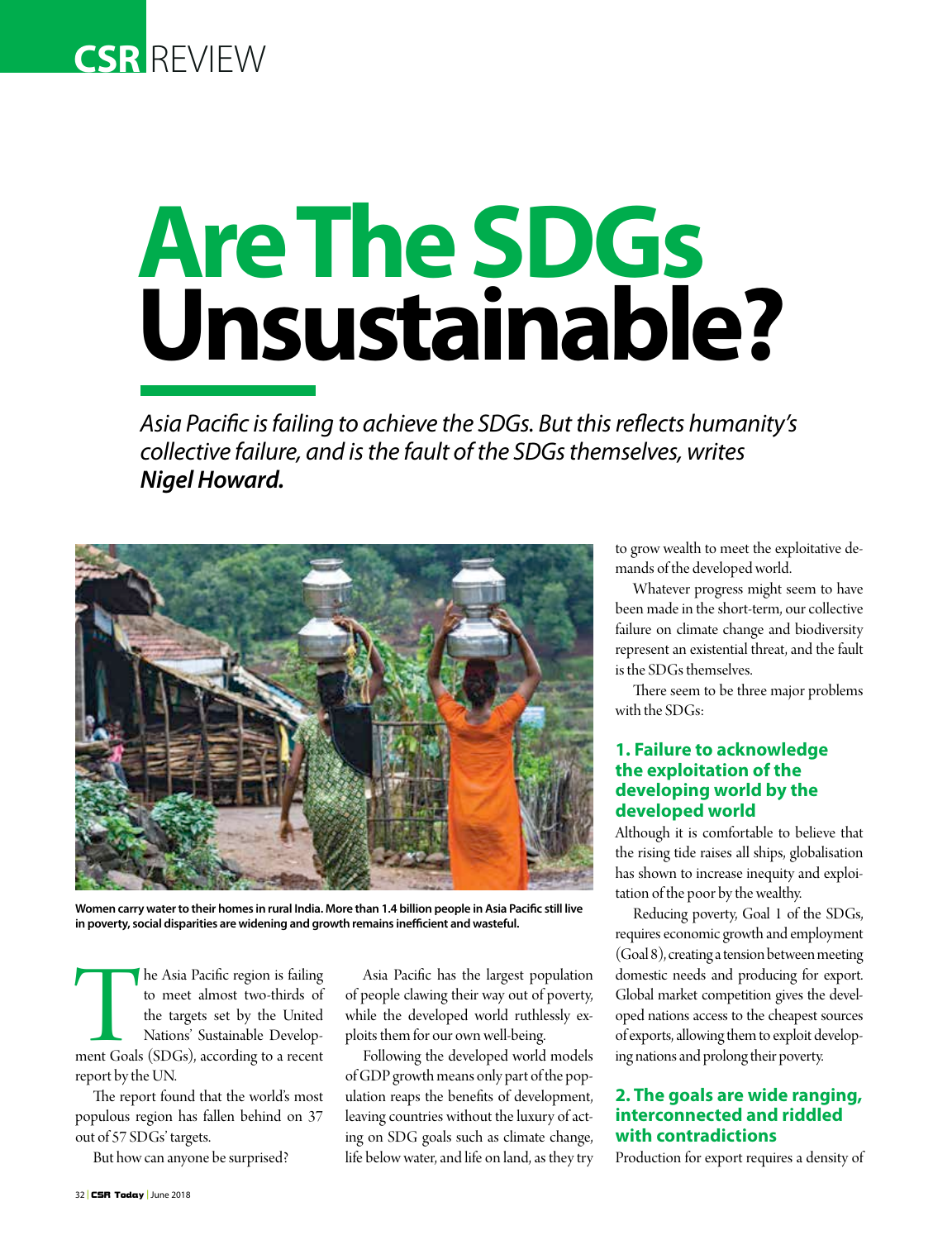CSR REVIEW

# Are The SDGs Unsustainable?

*Asia Pacific is failing to achieve the SDGs. But this reflects humanity's collective failure, and is the fault of the SDGs themselves, writes* ***Nigel Howard.***

**Women carry water to their homes in rural India. More than 1.4 billion people in Asia Pacific still live in poverty, social disparities are widening and growth remains inefficient and wasteful.**

The Asia Pacific region is failing to meet almost two-thirds of the targets set by the United Nations' Sustainable Development Goals (SDGs), according to a recent report by the UN.

The report found that the world's most populous region has fallen behind on 37 out of 57 SDGs' targets.

But how can anyone be surprised?

Asia Pacific has the largest population of people clawing their way out of poverty, while the developed world ruthlessly exploits them for our own well-being.

Following the developed world models of GDP growth means only part of the population reaps the benefits of development, leaving countries without the luxury of acting on SDG goals such as climate change, life below water, and life on land, as they try to grow wealth to meet the exploitative demands of the developed world.

Whatever progress might seem to have been made in the short-term, our collective failure on climate change and biodiversity represent an existential threat, and the fault is the SDGs themselves.

There seem to be three major problems with the SDGs:

### 1. Failure to acknowledge the exploitation of the developing world by the developed world

Although it is comfortable to believe that the rising tide raises all ships, globalisation has shown to increase inequity and exploitation of the poor by the wealthy.

Reducing poverty, Goal 1 of the SDGs, requires economic growth and employment (Goal 8), creating a tension between meeting domestic needs and producing for export. Global market competition gives the developed nations access to the cheapest sources of exports, allowing them to exploit developing nations and prolong their poverty.

### 2. The goals are wide ranging, interconnected and riddled with contradictions

Production for export requires a density of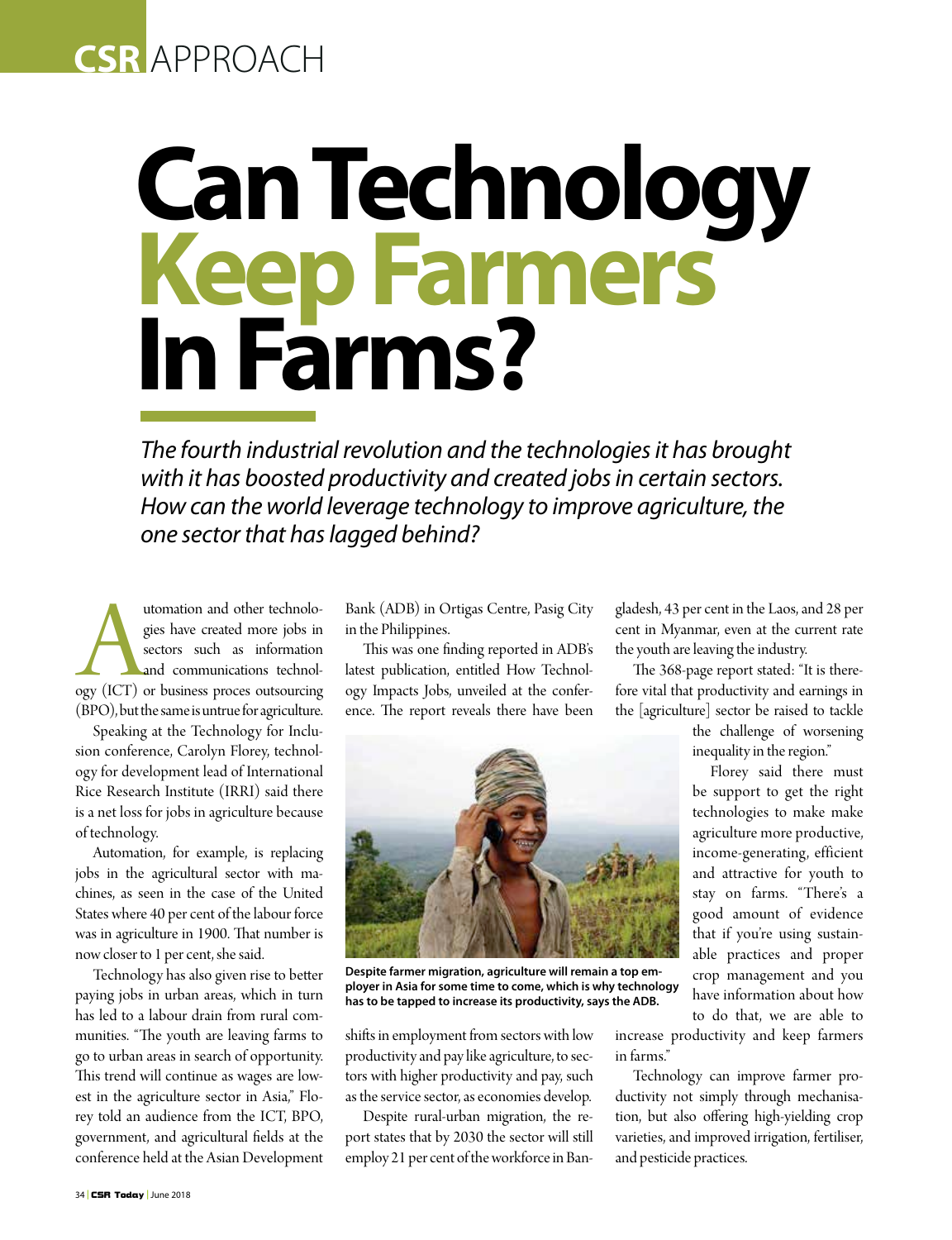CSR APPROACH

# Can Technology Keep Farmers In Farms?

*The fourth industrial revolution and the technologies it has brought with it has boosted productivity and created jobs in certain sectors. How can the world leverage technology to improve agriculture, the one sector that has lagged behind?*

Automation and other technologies have created more jobs in sectors such as information and communications technology (ICT) or business proces outsourcing (BPO), but the same is untrue for agriculture.

Speaking at the Technology for Inclusion conference, Carolyn Florey, technology for development lead of International Rice Research Institute (IRRI) said there is a net loss for jobs in agriculture because of technology.

Automation, for example, is replacing jobs in the agricultural sector with machines, as seen in the case of the United States where 40 per cent of the labour force was in agriculture in 1900. That number is now closer to 1 per cent, she said.

Technology has also given rise to better paying jobs in urban areas, which in turn has led to a labour drain from rural communities. "The youth are leaving farms to go to urban areas in search of opportunity. This trend will continue as wages are lowest in the agriculture sector in Asia," Florey told an audience from the ICT, BPO, government, and agricultural fields at the conference held at the Asian Development Bank (ADB) in Ortigas Centre, Pasig City in the Philippines.

This was one finding reported in ADB's latest publication, entitled How Technology Impacts Jobs, unveiled at the conference. The report reveals there have been shifts in employment from sectors with low productivity and pay like agriculture, to sectors with higher productivity and pay, such as the service sector, as economies develop.

Despite rural-urban migration, the report states that by 2030 the sector will still employ 21 per cent of the workforce in Bangladesh, 43 per cent in the Laos, and 28 per cent in Myanmar, even at the current rate the youth are leaving the industry.

**Despite farmer migration, agriculture will remain a top employer in Asia for some time to come, which is why technology has to be tapped to increase its productivity, says the ADB.**

The 368-page report stated: "It is therefore vital that productivity and earnings in the [agriculture] sector be raised to tackle the challenge of worsening inequality in the region."

Florey said there must be support to get the right technologies to make make agriculture more productive, income-generating, efficient and attractive for youth to stay on farms. "There's a good amount of evidence that if you're using sustainable practices and proper crop management and you have information about how to do that, we are able to increase productivity and keep farmers in farms."

Technology can improve farmer productivity not simply through mechanisation, but also offering high-yielding crop varieties, and improved irrigation, fertiliser, and pesticide practices.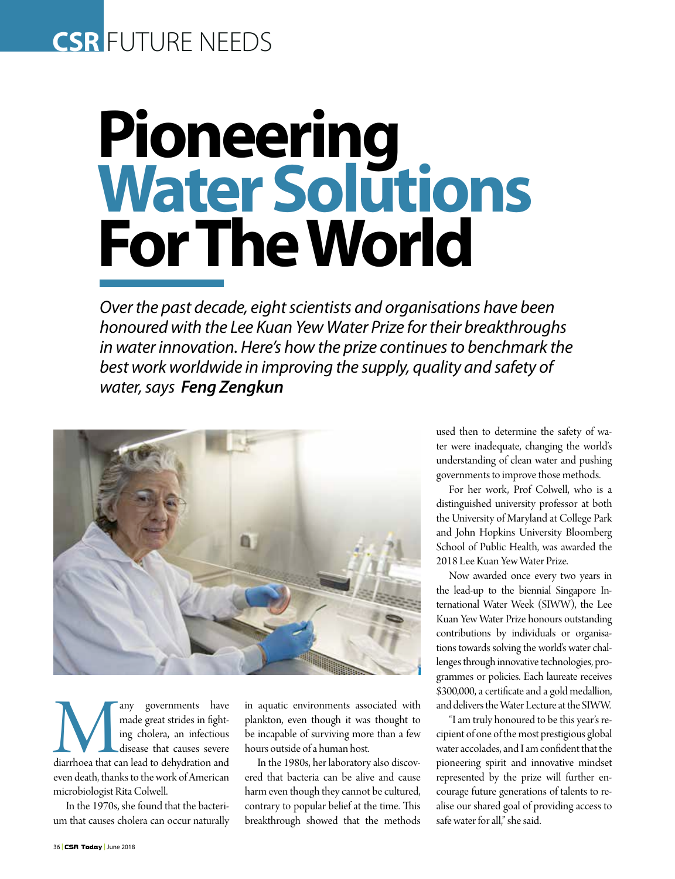# Pioneering Water Solutions For The World

*Over the past decade, eight scientists and organisations have been honoured with the Lee Kuan Yew Water Prize for their breakthroughs in water innovation. Here's how the prize continues to benchmark the best work worldwide in improving the supply, quality and safety of water, says* ***Feng Zengkun***

Many governments have made great strides in fighting cholera, an infectious disease that causes severe diarrhoea that can lead to dehydration and even death, thanks to the work of American microbiologist Rita Colwell.

In the 1970s, she found that the bacterium that causes cholera can occur naturally in aquatic environments associated with plankton, even though it was thought to be incapable of surviving more than a few hours outside of a human host.

In the 1980s, her laboratory also discovered that bacteria can be alive and cause harm even though they cannot be cultured, contrary to popular belief at the time. This breakthrough showed that the methods used then to determine the safety of water were inadequate, changing the world's understanding of clean water and pushing governments to improve those methods.

For her work, Prof Colwell, who is a distinguished university professor at both the University of Maryland at College Park and John Hopkins University Bloomberg School of Public Health, was awarded the 2018 Lee Kuan Yew Water Prize.

Now awarded once every two years in the lead-up to the biennial Singapore International Water Week (SIWW), the Lee Kuan Yew Water Prize honours outstanding contributions by individuals or organisations towards solving the world's water challenges through innovative technologies, programmes or policies. Each laureate receives $300,000, a certificate and a gold medallion, and delivers the Water Lecture at the SIWW.

"I am truly honoured to be this year's recipient of one of the most prestigious global water accolades, and I am confident that the pioneering spirit and innovative mindset represented by the prize will further encourage future generations of talents to realise our shared goal of providing access to safe water for all," she said.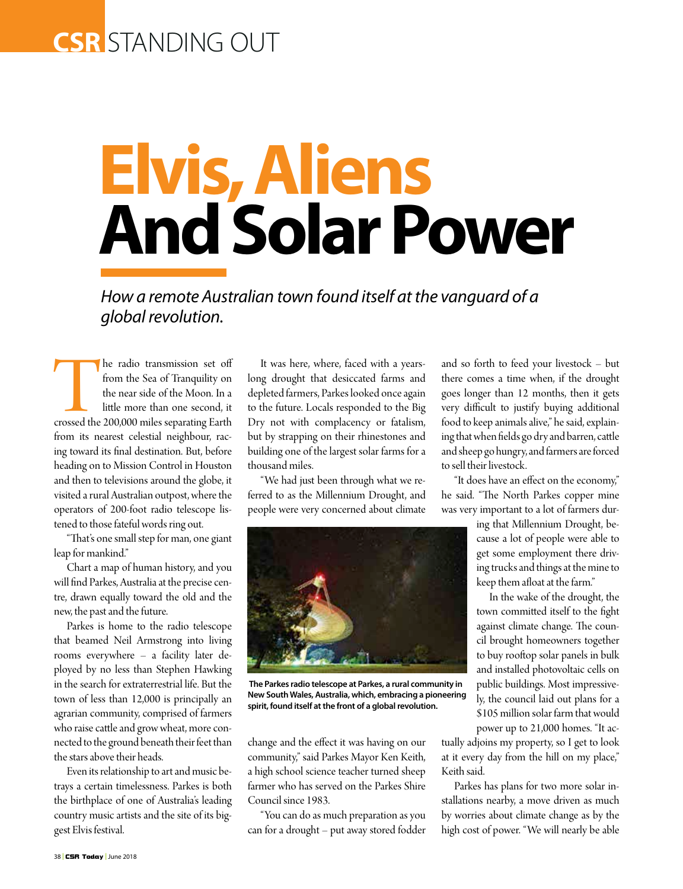# Elvis, Aliens And Solar Power

*How a remote Australian town found itself at the vanguard of a global revolution.*

The radio transmission set off from the Sea of Tranquility on the near side of the Moon. In a little more than one second, it crossed the 200,000 miles separating Earth from its nearest celestial neighbour, racing toward its final destination. But, before heading on to Mission Control in Houston and then to televisions around the globe, it visited a rural Australian outpost, where the operators of 200-foot radio telescope listened to those fateful words ring out.

"That's one small step for man, one giant leap for mankind."

Chart a map of human history, and you will find Parkes, Australia at the precise centre, drawn equally toward the old and the new, the past and the future.

Parkes is home to the radio telescope that beamed Neil Armstrong into living rooms everywhere – a facility later deployed by no less than Stephen Hawking in the search for extraterrestrial life. But the town of less than 12,000 is principally an agrarian community, comprised of farmers who raise cattle and grow wheat, more connected to the ground beneath their feet than the stars above their heads.

Even its relationship to art and music betrays a certain timelessness. Parkes is both the birthplace of one of Australia's leading country music artists and the site of its biggest Elvis festival.

It was here, where, faced with a years-long drought that desiccated farms and depleted farmers, Parkes looked once again to the future. Locals responded to the Big Dry not with complacency or fatalism, but by strapping on their rhinestones and building one of the largest solar farms for a thousand miles.

"We had just been through what we referred to as the Millennium Drought, and people were very concerned about climate change and the effect it was having on our community," said Parkes Mayor Ken Keith, a high school science teacher turned sheep farmer who has served on the Parkes Shire Council since 1983.

**The Parkes radio telescope at Parkes, a rural community in New South Wales, Australia, which, embracing a pioneering spirit, found itself at the front of a global revolution.**

"You can do as much preparation as you can for a drought – put away stored fodder and so forth to feed your livestock – but there comes a time when, if the drought goes longer than 12 months, then it gets very difficult to justify buying additional food to keep animals alive," he said, explaining that when fields go dry and barren, cattle and sheep go hungry, and farmers are forced to sell their livestock.

"It does have an effect on the economy," he said. "The North Parkes copper mine was very important to a lot of farmers during that Millennium Drought, because a lot of people were able to get some employment there driving trucks and things at the mine to keep them afloat at the farm."

In the wake of the drought, the town committed itself to the fight against climate change. The council brought homeowners together to buy rooftop solar panels in bulk and installed photovoltaic cells on public buildings. Most impressively, the council laid out plans for a $105 million solar farm that would power up to 21,000 homes. "It actually adjoins my property, so I get to look at it every day from the hill on my place," Keith said.

Parkes has plans for two more solar installations nearby, a move driven as much by worries about climate change as by the high cost of power. "We will nearly be able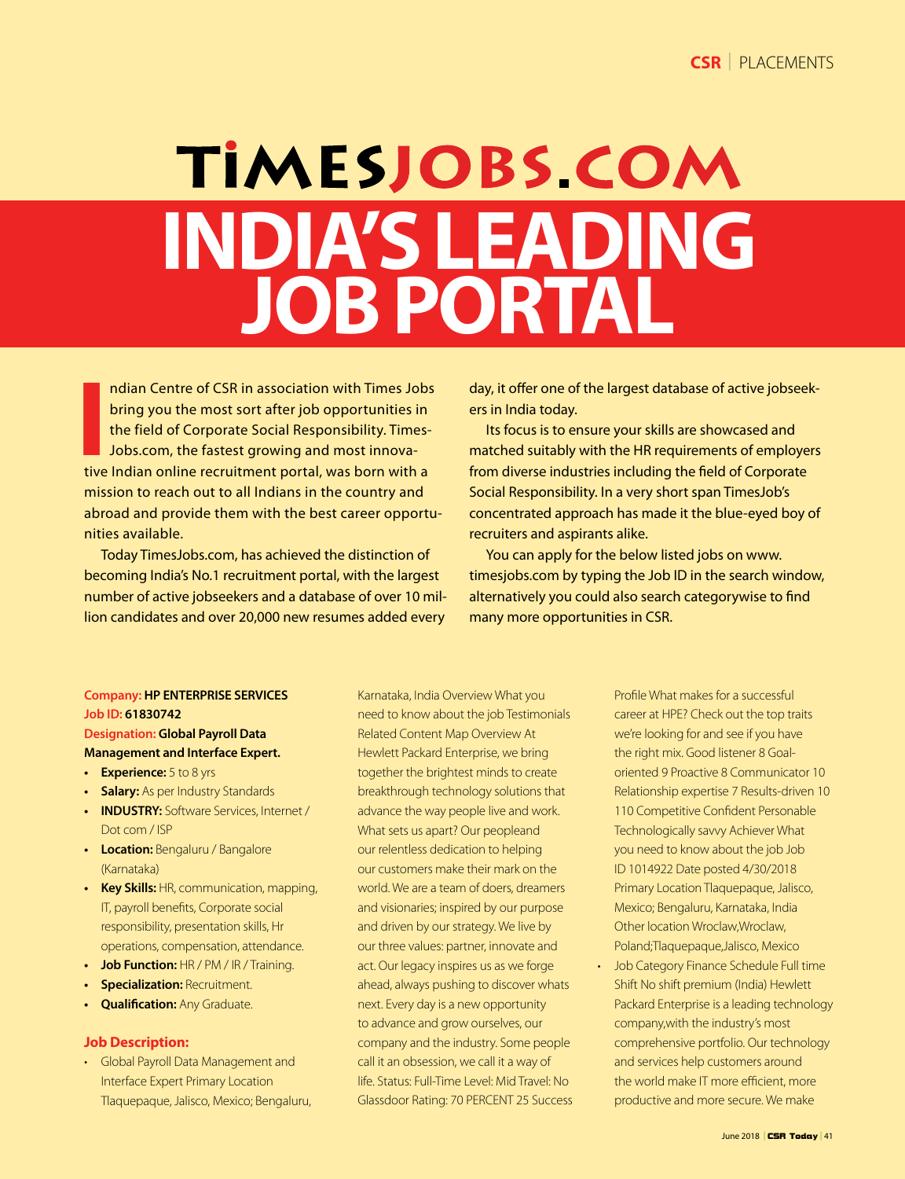# TIMESJOBS.COM

# INDIA'S LEADING JOB PORTAL

Indian Centre of CSR in association with Times Jobs bring you the most sort after job opportunities in the field of Corporate Social Responsibility. TimesJobs.com, the fastest growing and most innovative Indian online recruitment portal, was born with a mission to reach out to all Indians in the country and abroad and provide them with the best career opportunities available.

Today TimesJobs.com, has achieved the distinction of becoming India's No.1 recruitment portal, with the largest number of active jobseekers and a database of over 10 million candidates and over 20,000 new resumes added every day, it offer one of the largest database of active jobseekers in India today.

Its focus is to ensure your skills are showcased and matched suitably with the HR requirements of employers from diverse industries including the field of Corporate Social Responsibility. In a very short span TimesJob's concentrated approach has made it the blue-eyed boy of recruiters and aspirants alike.

You can apply for the below listed jobs on www.timesjobs.com by typing the Job ID in the search window, alternatively you could also search categorywise to find many more opportunities in CSR.

**Company: HP ENTERPRISE SERVICES**
**Job ID: 61830742**
**Designation: Global Payroll Data Management and Interface Expert.**

- **Experience:** 5 to 8 yrs
- **Salary:** As per Industry Standards
- **INDUSTRY:** Software Services, Internet / Dot com / ISP
- **Location:** Bengaluru / Bangalore (Karnataka)
- **Key Skills:** HR, communication, mapping, IT, payroll benefits, Corporate social responsibility, presentation skills, Hr operations, compensation, attendance.
- **Job Function:** HR / PM / IR / Training.
- **Specialization:** Recruitment.
- **Qualification:** Any Graduate.

### Job Description:

- Global Payroll Data Management and Interface Expert Primary Location Tlaquepaque, Jalisco, Mexico; Bengaluru, Karnataka, India Overview What you need to know about the job Testimonials Related Content Map Overview At Hewlett Packard Enterprise, we bring together the brightest minds to create breakthrough technology solutions that advance the way people live and work. What sets us apart? Our peopleand our relentless dedication to helping our customers make their mark on the world. We are a team of doers, dreamers and visionaries; inspired by our purpose and driven by our strategy. We live by our three values: partner, innovate and act. Our legacy inspires us as we forge ahead, always pushing to discover whats next. Every day is a new opportunity to advance and grow ourselves, our company and the industry. Some people call it an obsession, we call it a way of life. Status: Full-Time Level: Mid Travel: No Glassdoor Rating: 70 PERCENT 25 Success Profile What makes for a successful career at HPE? Check out the top traits we're looking for and see if you have the right mix. Good listener 8 Goal-oriented 9 Proactive 8 Communicator 10 Relationship expertise 7 Results-driven 10 110 Competitive Confident Personable Technologically savvy Achiever What you need to know about the job Job ID 1014922 Date posted 4/30/2018 Primary Location Tlaquepaque, Jalisco, Mexico; Bengaluru, Karnataka, India Other location Wroclaw,Wroclaw, Poland;Tlaquepaque,Jalisco, Mexico
- Job Category Finance Schedule Full time Shift No shift premium (India) Hewlett Packard Enterprise is a leading technology company,with the industry's most comprehensive portfolio. Our technology and services help customers around the world make IT more efficient, more productive and more secure. We make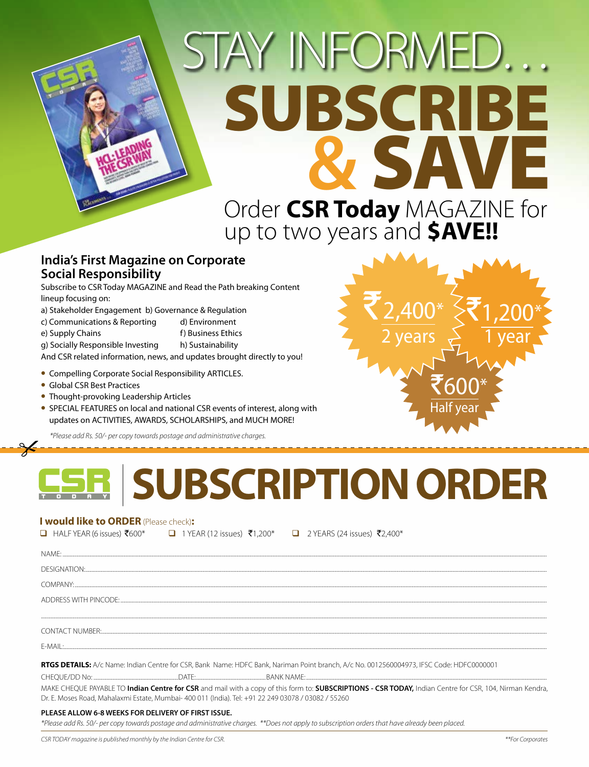# STAY INFORMED...

# SUBSCRIBE & SAVE

Order **CSR Today** MAGAZINE for up to two years and **$AVE!!**

## India's First Magazine on Corporate Social Responsibility

Subscribe to CSR Today MAGAZINE and Read the Path breaking Content lineup focusing on:

a) Stakeholder Engagement b) Governance & Regulation
c) Communications & Reporting d) Environment
e) Supply Chains f) Business Ethics
g) Socially Responsible Investing h) Sustainability

And CSR related information, news, and updates brought directly to you!

- Compelling Corporate Social Responsibility ARTICLES.
- Global CSR Best Practices
- Thought-provoking Leadership Articles
- SPECIAL FEATURES on local and national CSR events of interest, along with updates on ACTIVITIES, AWARDS, SCHOLARSHIPS, and MUCH MORE!

₹2,400* 2 years

₹1,200* 1 year

₹600* Half year

*Please add Rs. 50/- per copy towards postage and administrative charges.*

---

# CSR TODAY SUBSCRIPTION ORDER

**I would like to ORDER** (Please check)**:**

❑ HALF YEAR (6 issues) ₹600* ❑ 1 YEAR (12 issues) ₹1,200* ❑ 2 YEARS (24 issues) ₹2,400*

NAME: ..........

DESIGNATION: ..........

COMPANY: ..........

ADDRESS WITH PINCODE: ..........

..........

CONTACT NUMBER: ..........

E-MAIL: ..........

**RTGS DETAILS:** A/c Name: Indian Centre for CSR, Bank Name: HDFC Bank, Nariman Point branch, A/c No. 0012560004973, IFSC Code: HDFC0000001

CHEQUE/DD No: .......... DATE: .......... BANK NAME: ..........

MAKE CHEQUE PAYABLE TO **Indian Centre for CSR** and mail with a copy of this form to: **SUBSCRIPTIONS - CSR TODAY,** Indian Centre for CSR, 104, Nirman Kendra, Dr. E. Moses Road, Mahalaxmi Estate, Mumbai- 400 011 (India). Tel: +91 22 249 03078 / 03082 / 55260

**PLEASE ALLOW 6-8 WEEKS FOR DELIVERY OF FIRST ISSUE.**

*\*Please add Rs. 50/- per copy towards postage and administrative charges. \*\*Does not apply to subscription orders that have already been placed.*

*CSR TODAY magazine is published monthly by the Indian Centre for CSR.*

*\*\*For Corporates*